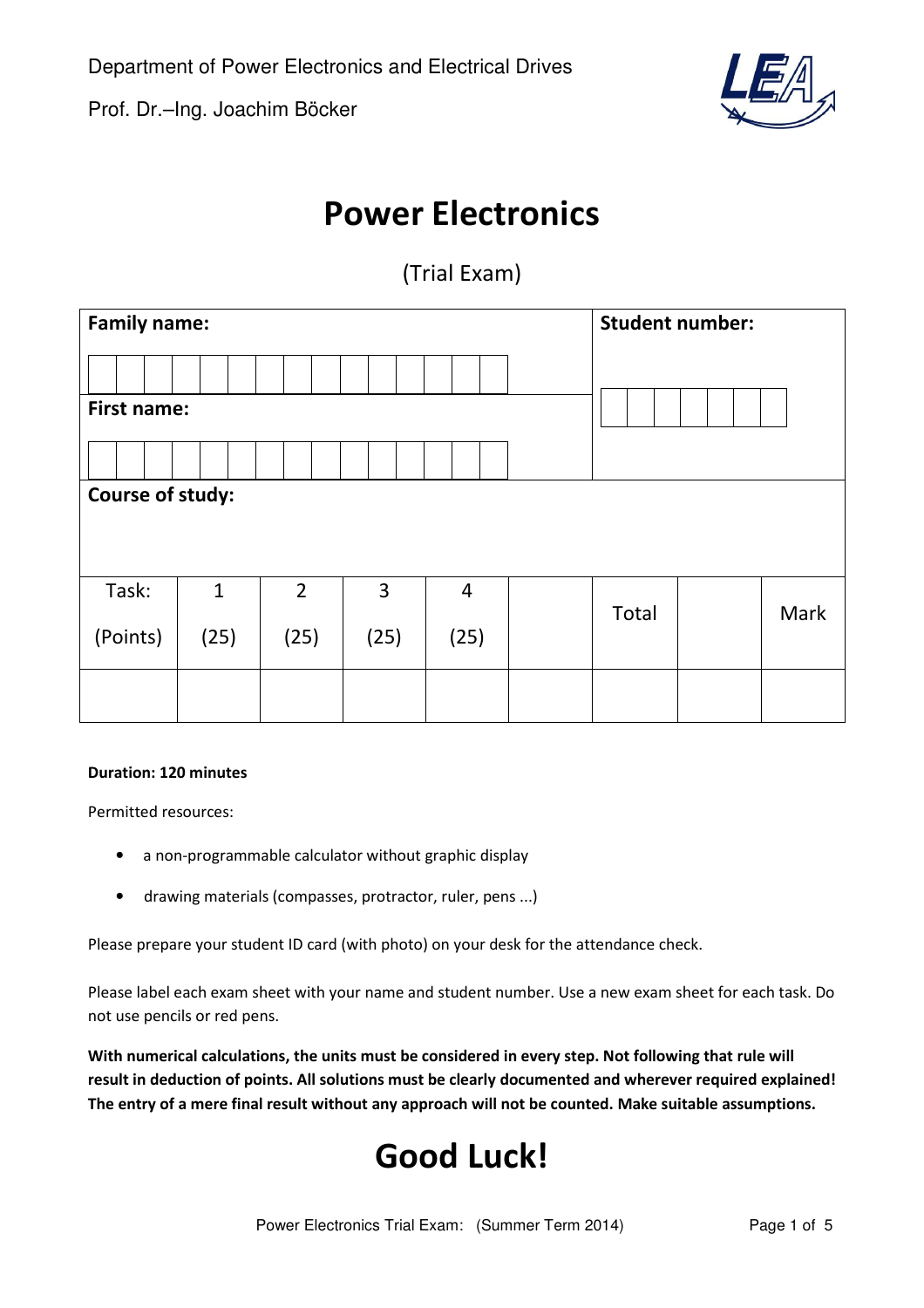Department of Power Electronics and Electrical Drives

Prof. Dr.–Ing. Joachim Böcker

# Power Electronics

(Trial Exam)

| **Family name:** | **Student number:** |
| --- | --- |
| | |
| **First name:** | |
| | |
| **Course of study:** | |

| Task: (Points) | 1 (25) | 2 (25) | 3 (25) | 4 (25) | | Total | | Mark |
| --- | --- | --- | --- | --- | --- | --- | --- | --- |
| | | | | | | | | |

**Duration: 120 minutes**

Permitted resources:

- a non-programmable calculator without graphic display
- drawing materials (compasses, protractor, ruler, pens ...)

Please prepare your student ID card (with photo) on your desk for the attendance check.

Please label each exam sheet with your name and student number. Use a new exam sheet for each task. Do not use pencils or red pens.

**With numerical calculations, the units must be considered in every step. Not following that rule will result in deduction of points. All solutions must be clearly documented and wherever required explained! The entry of a mere final result without any approach will not be counted. Make suitable assumptions.**

# Good Luck!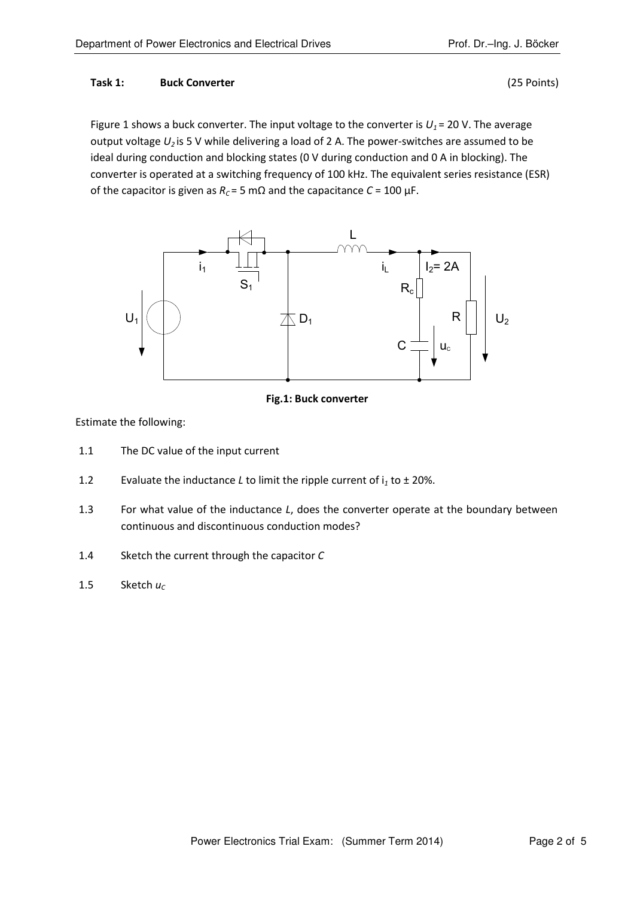**Task 1: Buck Converter** (25 Points)

Figure 1 shows a buck converter. The input voltage to the converter is $U_1$ = 20 V. The average output voltage $U_2$ is 5 V while delivering a load of 2 A. The power-switches are assumed to be ideal during conduction and blocking states (0 V during conduction and 0 A in blocking). The converter is operated at a switching frequency of 100 kHz. The equivalent series resistance (ESR) of the capacitor is given as $R_C$ = 5 mΩ and the capacitance $C$ = 100 µF.

**Fig.1: Buck converter**

Estimate the following:

1.1 The DC value of the input current

1.2 Evaluate the inductance $L$ to limit the ripple current of $i_1$ to ± 20%.

1.3 For what value of the inductance $L$, does the converter operate at the boundary between continuous and discontinuous conduction modes?

1.4 Sketch the current through the capacitor $C$

1.5 Sketch $u_C$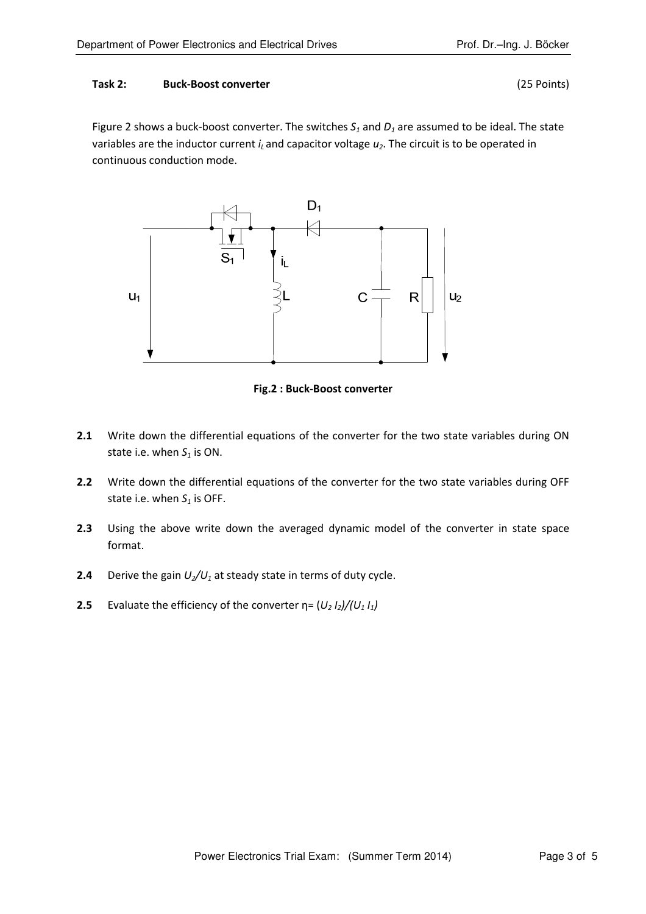**Task 2: Buck-Boost converter** (25 Points)

Figure 2 shows a buck-boost converter. The switches $S_1$ and $D_1$ are assumed to be ideal. The state variables are the inductor current $i_L$ and capacitor voltage $u_2$. The circuit is to be operated in continuous conduction mode.

**Fig.2 : Buck-Boost converter**

**2.1** Write down the differential equations of the converter for the two state variables during ON state i.e. when $S_1$ is ON.

**2.2** Write down the differential equations of the converter for the two state variables during OFF state i.e. when $S_1$ is OFF.

**2.3** Using the above write down the averaged dynamic model of the converter in state space format.

**2.4** Derive the gain $U_2/U_1$ at steady state in terms of duty cycle.

**2.5** Evaluate the efficiency of the converter $\eta = (U_2 I_2)/(U_1 I_1)$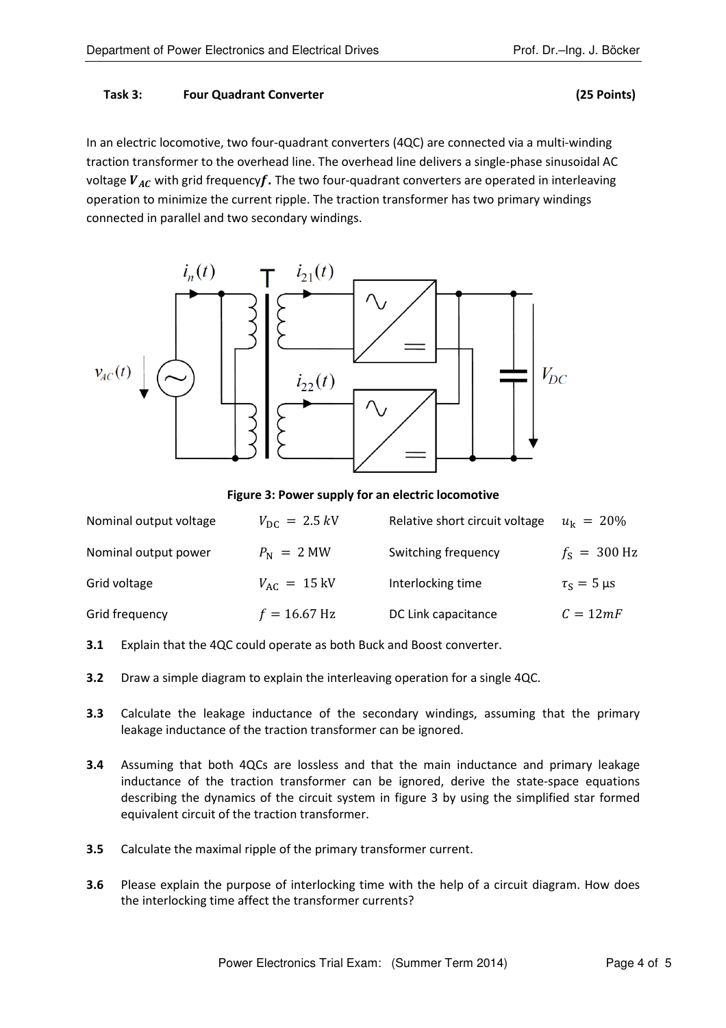**Task 3: Four Quadrant Converter (25 Points)**

In an electric locomotive, two four-quadrant converters (4QC) are connected via a multi-winding traction transformer to the overhead line. The overhead line delivers a single-phase sinusoidal AC voltage $\boldsymbol{V_{AC}}$ with grid frequency$\boldsymbol{f}$. The two four-quadrant converters are operated in interleaving operation to minimize the current ripple. The traction transformer has two primary windings connected in parallel and two secondary windings.

**Figure 3: Power supply for an electric locomotive**

| | | | |
|---|---|---|---|
| Nominal output voltage | $V_{\mathrm{DC}} = 2.5\ kV$ | Relative short circuit voltage | $u_{\mathrm{k}} = 20\%$ |
| Nominal output power | $P_{\mathrm{N}} = 2\ \mathrm{MW}$ | Switching frequency | $f_{\mathrm{S}} = 300\ \mathrm{Hz}$ |
| Grid voltage | $V_{\mathrm{AC}} = 15\ \mathrm{kV}$ | Interlocking time | $\tau_{\mathrm{S}} = 5\ \mathrm{\mu s}$ |
| Grid frequency | $f = 16.67\ \mathrm{Hz}$ | DC Link capacitance | $C = 12mF$ |

**3.1** Explain that the 4QC could operate as both Buck and Boost converter.

**3.2** Draw a simple diagram to explain the interleaving operation for a single 4QC.

**3.3** Calculate the leakage inductance of the secondary windings, assuming that the primary leakage inductance of the traction transformer can be ignored.

**3.4** Assuming that both 4QCs are lossless and that the main inductance and primary leakage inductance of the traction transformer can be ignored, derive the state-space equations describing the dynamics of the circuit system in figure 3 by using the simplified star formed equivalent circuit of the traction transformer.

**3.5** Calculate the maximal ripple of the primary transformer current.

**3.6** Please explain the purpose of interlocking time with the help of a circuit diagram. How does the interlocking time affect the transformer currents?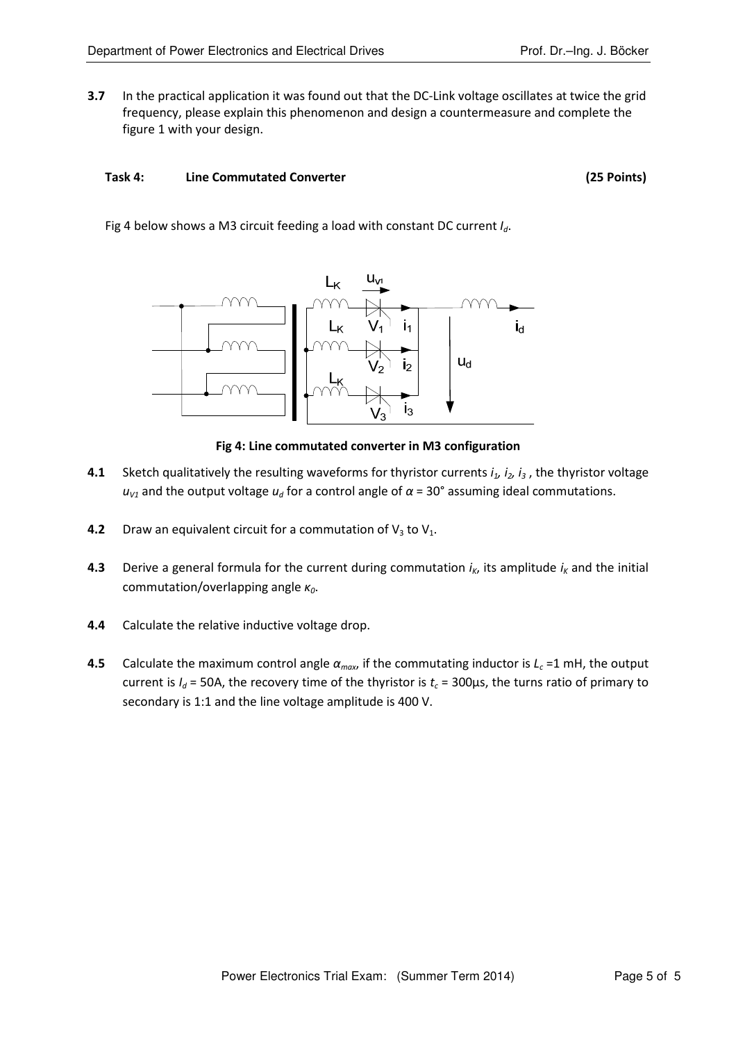**3.7** In the practical application it was found out that the DC-Link voltage oscillates at twice the grid frequency, please explain this phenomenon and design a countermeasure and complete the figure 1 with your design.

## Task 4: Line Commutated Converter (25 Points)

Fig 4 below shows a M3 circuit feeding a load with constant DC current $I_d$.

$L_K$ $u_{V1}$ $L_K$ $V_1$ $i_1$ $i_d$ $V_2$ $i_2$ $u_d$ $L_K$ $V_3$ $i_3$

**Fig 4: Line commutated converter in M3 configuration**

**4.1** Sketch qualitatively the resulting waveforms for thyristor currents $i_1$, $i_2$, $i_3$ , the thyristor voltage $u_{V1}$ and the output voltage $u_d$ for a control angle of $\alpha$ = 30° assuming ideal commutations.

**4.2** Draw an equivalent circuit for a commutation of $V_3$ to $V_1$.

**4.3** Derive a general formula for the current during commutation $i_K$, its amplitude $i_K$ and the initial commutation/overlapping angle $\kappa_0$.

**4.4** Calculate the relative inductive voltage drop.

**4.5** Calculate the maximum control angle $\alpha_{max}$, if the commutating inductor is $L_c$ =1 mH, the output current is $I_d$ = 50A, the recovery time of the thyristor is $t_c$ = 300µs, the turns ratio of primary to secondary is 1:1 and the line voltage amplitude is 400 V.